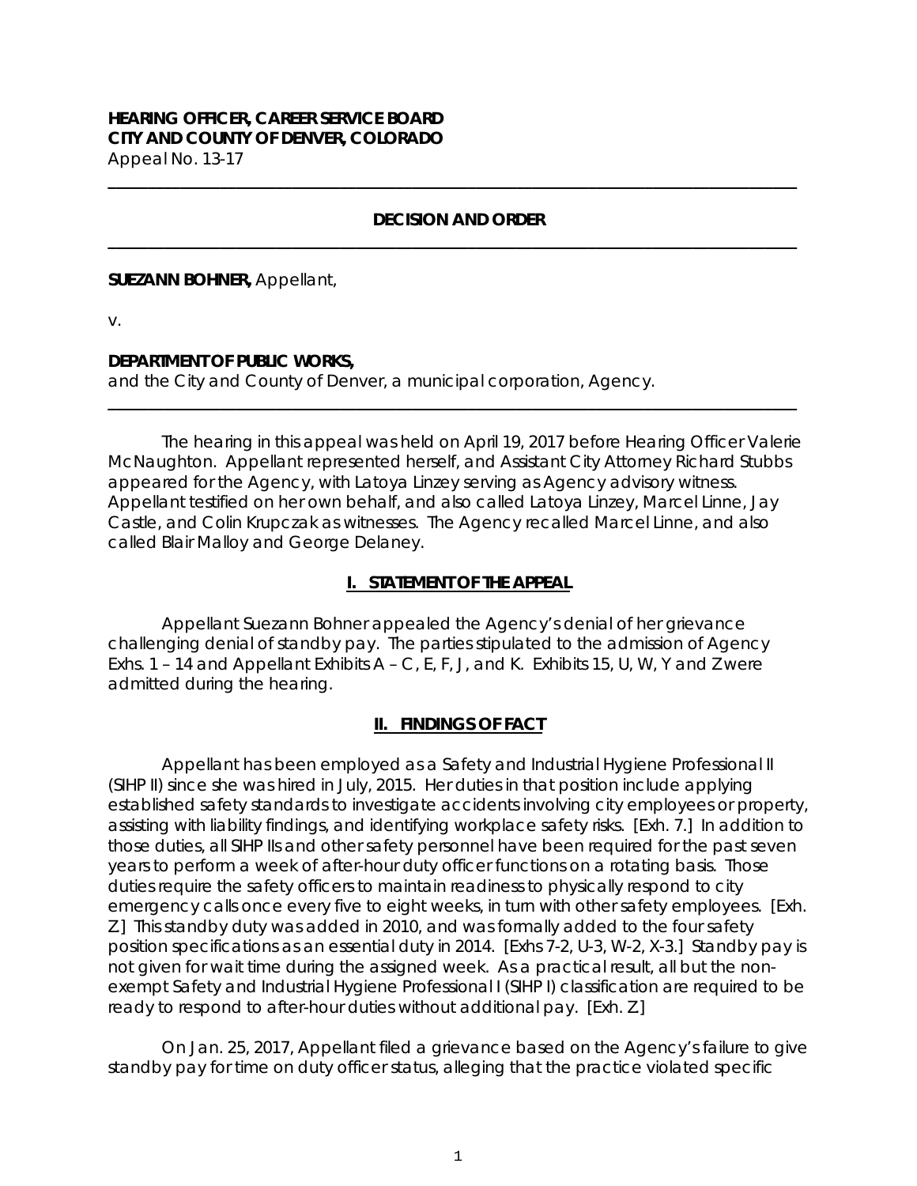**HEARING OFFICER, CAREER SERVICE BOARD**
**CITY AND COUNTY OF DENVER, COLORADO**
Appeal No. 13-17

---

**DECISION AND ORDER**

---

**SUEZANN BOHNER,** Appellant,

v.

**DEPARTMENT OF PUBLIC WORKS,**
and the City and County of Denver, a municipal corporation, Agency.

---

The hearing in this appeal was held on April 19, 2017 before Hearing Officer Valerie McNaughton. Appellant represented herself, and Assistant City Attorney Richard Stubbs appeared for the Agency, with Latoya Linzey serving as Agency advisory witness. Appellant testified on her own behalf, and also called Latoya Linzey, Marcel Linne, Jay Castle, and Colin Krupczak as witnesses. The Agency recalled Marcel Linne, and also called Blair Malloy and George Delaney.

## I. STATEMENT OF THE APPEAL

Appellant Suezann Bohner appealed the Agency's denial of her grievance challenging denial of standby pay. The parties stipulated to the admission of Agency Exhs. 1 – 14 and Appellant Exhibits A – C, E, F, J, and K. Exhibits 15, U, W, Y and Z were admitted during the hearing.

## II. FINDINGS OF FACT

Appellant has been employed as a Safety and Industrial Hygiene Professional II (SIHP II) since she was hired in July, 2015. Her duties in that position include applying established safety standards to investigate accidents involving city employees or property, assisting with liability findings, and identifying workplace safety risks. [Exh. 7.] In addition to those duties, all SIHP IIs and other safety personnel have been required for the past seven years to perform a week of after-hour duty officer functions on a rotating basis. Those duties require the safety officers to maintain readiness to physically respond to city emergency calls once every five to eight weeks, in turn with other safety employees. [Exh. Z.] This standby duty was added in 2010, and was formally added to the four safety position specifications as an essential duty in 2014. [Exhs 7-2, U-3, W-2, X-3.] Standby pay is not given for wait time during the assigned week. As a practical result, all but the non-exempt Safety and Industrial Hygiene Professional I (SIHP I) classification are required to be ready to respond to after-hour duties without additional pay. [Exh. Z.]

On Jan. 25, 2017, Appellant filed a grievance based on the Agency's failure to give standby pay for time on duty officer status, alleging that the practice violated specific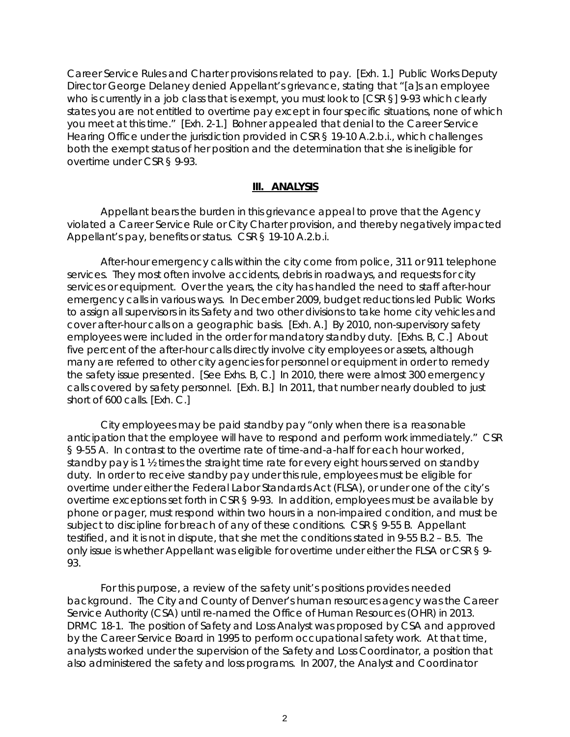Career Service Rules and Charter provisions related to pay. [Exh. 1.] Public Works Deputy Director George Delaney denied Appellant's grievance, stating that "[a]s an employee who is currently in a job class that is exempt, you must look to [CSR §] 9-93 which clearly states you are not entitled to overtime pay except in four specific situations, none of which you meet at this time." [Exh. 2-1.] Bohner appealed that denial to the Career Service Hearing Office under the jurisdiction provided in CSR § 19-10 A.2.b.i., which challenges both the exempt status of her position and the determination that she is ineligible for overtime under CSR § 9-93.

## III. ANALYSIS

Appellant bears the burden in this grievance appeal to prove that the Agency violated a Career Service Rule or City Charter provision, and thereby negatively impacted Appellant's pay, benefits or status. CSR § 19-10 A.2.b.i.

After-hour emergency calls within the city come from police, 311 or 911 telephone services. They most often involve accidents, debris in roadways, and requests for city services or equipment. Over the years, the city has handled the need to staff after-hour emergency calls in various ways. In December 2009, budget reductions led Public Works to assign all supervisors in its Safety and two other divisions to take home city vehicles and cover after-hour calls on a geographic basis. [Exh. A.] By 2010, non-supervisory safety employees were included in the order for mandatory standby duty. [Exhs. B, C.] About five percent of the after-hour calls directly involve city employees or assets, although many are referred to other city agencies for personnel or equipment in order to remedy the safety issue presented. [See Exhs. B, C.] In 2010, there were almost 300 emergency calls covered by safety personnel. [Exh. B.] In 2011, that number nearly doubled to just short of 600 calls. [Exh. C.]

City employees may be paid standby pay "only when there is a reasonable anticipation that the employee will have to respond and perform work immediately." CSR § 9-55 A. In contrast to the overtime rate of time-and-a-half for each hour worked, standby pay is 1 ½ times the straight time rate for every eight hours served on standby duty. In order to receive standby pay under this rule, employees must be eligible for overtime under either the Federal Labor Standards Act (FLSA), or under one of the city's overtime exceptions set forth in CSR § 9-93. In addition, employees must be available by phone or pager, must respond within two hours in a non-impaired condition, and must be subject to discipline for breach of any of these conditions. CSR § 9-55 B. Appellant testified, and it is not in dispute, that she met the conditions stated in 9-55 B.2 – B.5. The only issue is whether Appellant was eligible for overtime under either the FLSA or CSR § 9-93.

For this purpose, a review of the safety unit's positions provides needed background. The City and County of Denver's human resources agency was the Career Service Authority (CSA) until re-named the Office of Human Resources (OHR) in 2013. DRMC 18-1. The position of Safety and Loss Analyst was proposed by CSA and approved by the Career Service Board in 1995 to perform occupational safety work. At that time, analysts worked under the supervision of the Safety and Loss Coordinator, a position that also administered the safety and loss programs. In 2007, the Analyst and Coordinator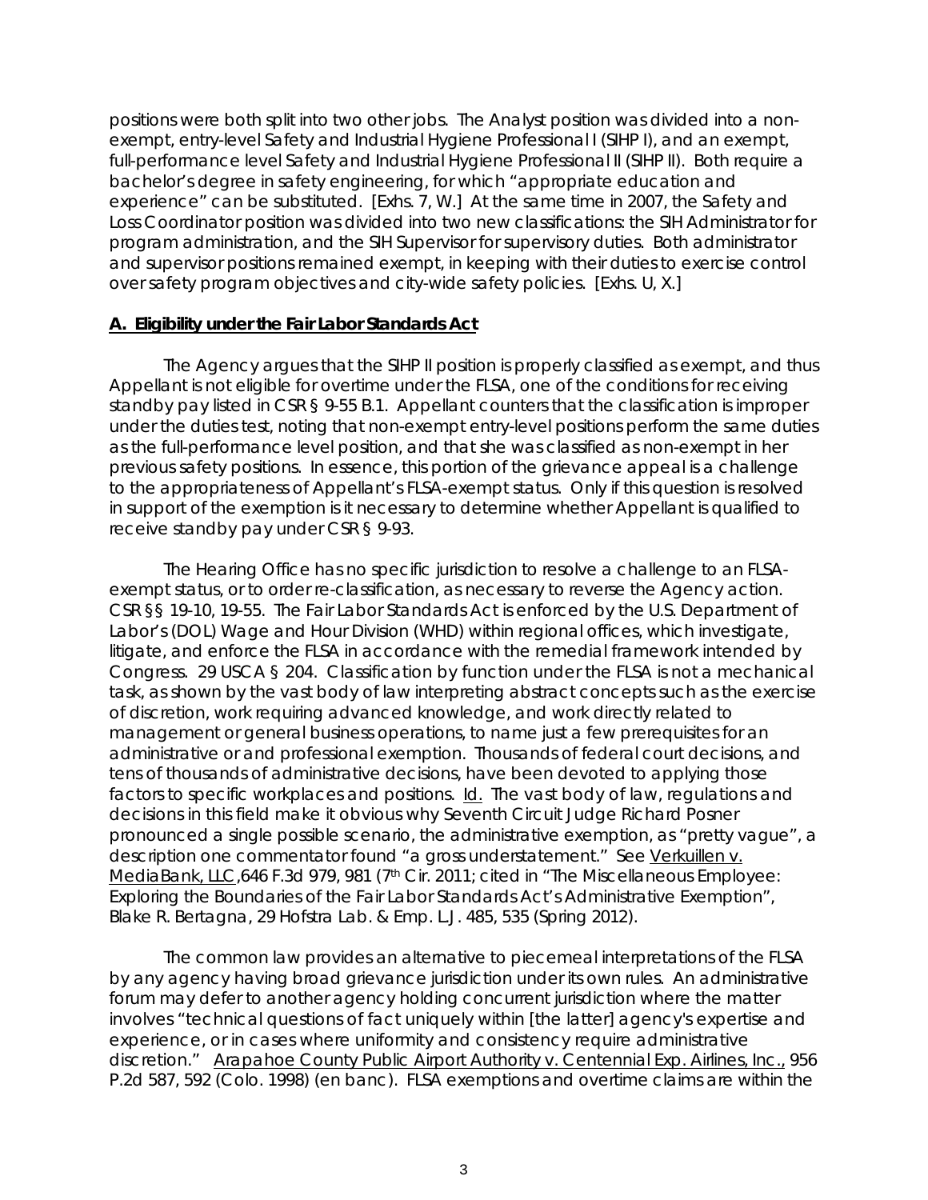positions were both split into two other jobs. The Analyst position was divided into a non-exempt, entry-level Safety and Industrial Hygiene Professional I (SIHP I), and an exempt, full-performance level Safety and Industrial Hygiene Professional II (SIHP II). Both require a bachelor's degree in safety engineering, for which "appropriate education and experience" can be substituted. [Exhs. 7, W.] At the same time in 2007, the Safety and Loss Coordinator position was divided into two new classifications: the SIH Administrator for program administration, and the SIH Supervisor for supervisory duties. Both administrator and supervisor positions remained exempt, in keeping with their duties to exercise control over safety program objectives and city-wide safety policies. [Exhs. U, X.]

**A. Eligibility under the Fair Labor Standards Act**

The Agency argues that the SIHP II position is properly classified as exempt, and thus Appellant is not eligible for overtime under the FLSA, one of the conditions for receiving standby pay listed in CSR § 9-55 B.1. Appellant counters that the classification is improper under the duties test, noting that non-exempt entry-level positions perform the same duties as the full-performance level position, and that she was classified as non-exempt in her previous safety positions. In essence, this portion of the grievance appeal is a challenge to the appropriateness of Appellant's FLSA-exempt status. Only if this question is resolved in support of the exemption is it necessary to determine whether Appellant is qualified to receive standby pay under CSR § 9-93.

The Hearing Office has no specific jurisdiction to resolve a challenge to an FLSA-exempt status, or to order re-classification, as necessary to reverse the Agency action. CSR §§ 19-10, 19-55. The Fair Labor Standards Act is enforced by the U.S. Department of Labor's (DOL) Wage and Hour Division (WHD) within regional offices, which investigate, litigate, and enforce the FLSA in accordance with the remedial framework intended by Congress. 29 USCA § 204. Classification by function under the FLSA is not a mechanical task, as shown by the vast body of law interpreting abstract concepts such as the exercise of discretion, work requiring advanced knowledge, and work directly related to management or general business operations, to name just a few prerequisites for an administrative or and professional exemption. Thousands of federal court decisions, and tens of thousands of administrative decisions, have been devoted to applying those factors to specific workplaces and positions. Id. The vast body of law, regulations and decisions in this field make it obvious why Seventh Circuit Judge Richard Posner pronounced a single possible scenario, the administrative exemption, as "pretty vague", a description one commentator found "a gross understatement." See Verkuillen v. MediaBank, LLC,646 F.3d 979, 981 (7th Cir. 2011; cited in "The Miscellaneous Employee: Exploring the Boundaries of the Fair Labor Standards Act's Administrative Exemption", Blake R. Bertagna, 29 Hofstra Lab. & Emp. L.J. 485, 535 (Spring 2012).

The common law provides an alternative to piecemeal interpretations of the FLSA by any agency having broad grievance jurisdiction under its own rules. An administrative forum may defer to another agency holding concurrent jurisdiction where the matter involves "technical questions of fact uniquely within [the latter] agency's expertise and experience, or in cases where uniformity and consistency require administrative discretion." Arapahoe County Public Airport Authority v. Centennial Exp. Airlines, Inc., 956 P.2d 587, 592 (Colo. 1998) (en banc). FLSA exemptions and overtime claims are within the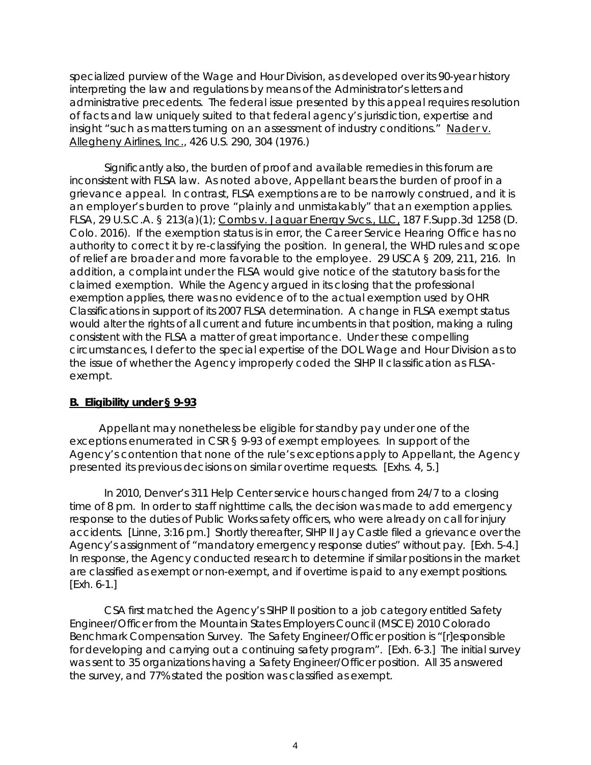specialized purview of the Wage and Hour Division, as developed over its 90-year history interpreting the law and regulations by means of the Administrator's letters and administrative precedents. The federal issue presented by this appeal requires resolution of facts and law uniquely suited to that federal agency's jurisdiction, expertise and insight "such as matters turning on an assessment of industry conditions." Nader v. Allegheny Airlines, Inc., 426 U.S. 290, 304 (1976.)

Significantly also, the burden of proof and available remedies in this forum are inconsistent with FLSA law. As noted above, Appellant bears the burden of proof in a grievance appeal. In contrast, FLSA exemptions are to be narrowly construed, and it is an employer's burden to prove "plainly and unmistakably" that an exemption applies. FLSA, 29 U.S.C.A. § 213(a)(1); Combs v. Jaguar Energy Svcs., LLC, 187 F.Supp.3d 1258 (D. Colo. 2016). If the exemption status is in error, the Career Service Hearing Office has no authority to correct it by re-classifying the position. In general, the WHD rules and scope of relief are broader and more favorable to the employee. 29 USCA § 209, 211, 216. In addition, a complaint under the FLSA would give notice of the statutory basis for the claimed exemption. While the Agency argued in its closing that the professional exemption applies, there was no evidence of to the actual exemption used by OHR Classifications in support of its 2007 FLSA determination. A change in FLSA exempt status would alter the rights of all current and future incumbents in that position, making a ruling consistent with the FLSA a matter of great importance. Under these compelling circumstances, I defer to the special expertise of the DOL Wage and Hour Division as to the issue of whether the Agency improperly coded the SIHP II classification as FLSA-exempt.

**B. Eligibility under § 9-93**

Appellant may nonetheless be eligible for standby pay under one of the exceptions enumerated in CSR § 9-93 of exempt employees. In support of the Agency's contention that none of the rule's exceptions apply to Appellant, the Agency presented its previous decisions on similar overtime requests. [Exhs. 4, 5.]

In 2010, Denver's 311 Help Center service hours changed from 24/7 to a closing time of 8 pm. In order to staff nighttime calls, the decision was made to add emergency response to the duties of Public Works safety officers, who were already on call for injury accidents. [Linne, 3:16 pm.] Shortly thereafter, SIHP II Jay Castle filed a grievance over the Agency's assignment of "mandatory emergency response duties" without pay. [Exh. 5-4.] In response, the Agency conducted research to determine if similar positions in the market are classified as exempt or non-exempt, and if overtime is paid to any exempt positions. [Exh. 6-1.]

CSA first matched the Agency's SIHP II position to a job category entitled Safety Engineer/Officer from the Mountain States Employers Council (MSCE) 2010 Colorado Benchmark Compensation Survey. The Safety Engineer/Officer position is "[r]esponsible for developing and carrying out a continuing safety program". [Exh. 6-3.] The initial survey was sent to 35 organizations having a Safety Engineer/Officer position. All 35 answered the survey, and 77% stated the position was classified as exempt.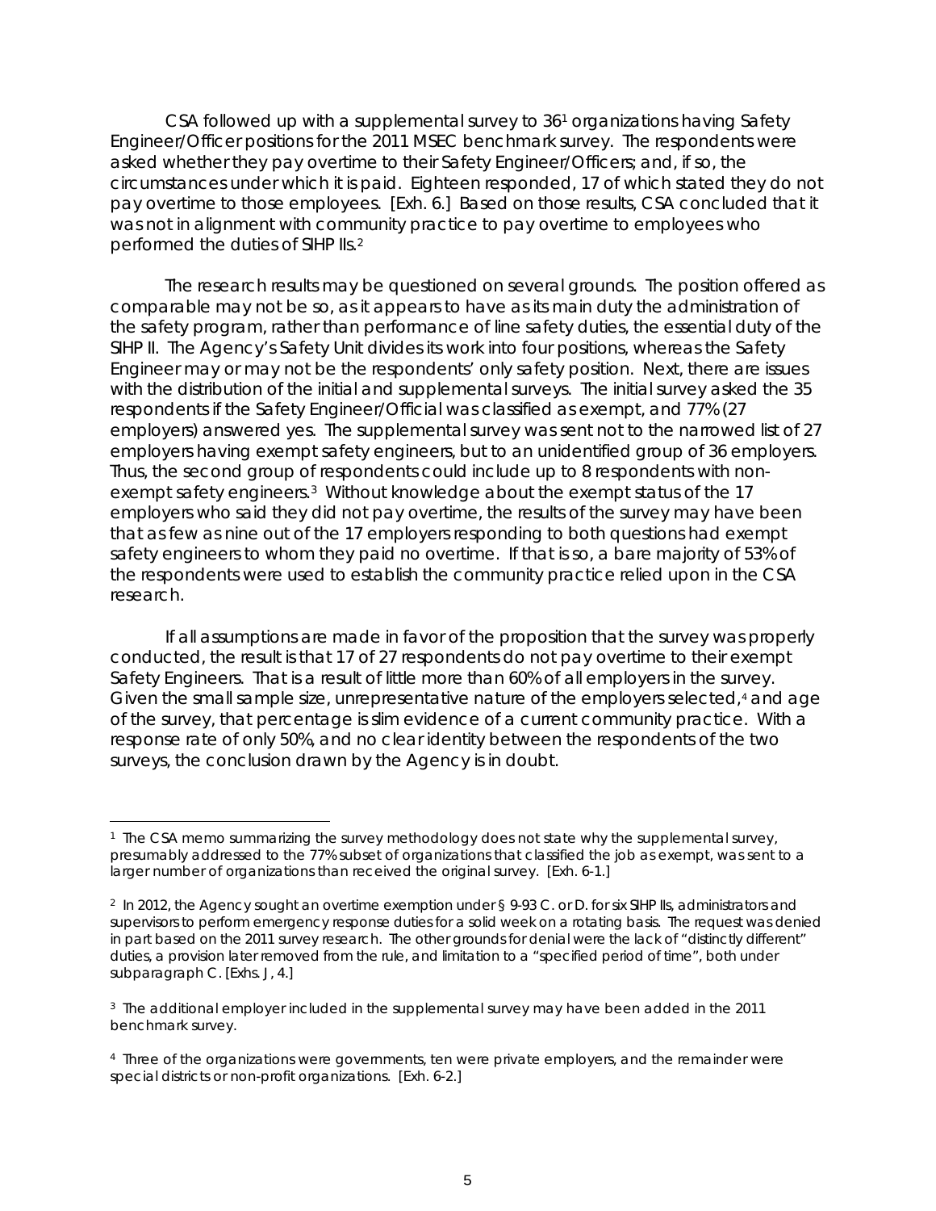CSA followed up with a supplemental survey to 36[1] organizations having Safety Engineer/Officer positions for the 2011 MSEC benchmark survey. The respondents were asked whether they pay overtime to their Safety Engineer/Officers; and, if so, the circumstances under which it is paid. Eighteen responded, 17 of which stated they do not pay overtime to those employees. [Exh. 6.] Based on those results, CSA concluded that it was not in alignment with community practice to pay overtime to employees who performed the duties of SIHP IIs.[2]

The research results may be questioned on several grounds. The position offered as comparable may not be so, as it appears to have as its main duty the administration of the safety program, rather than performance of line safety duties, the essential duty of the SIHP II. The Agency's Safety Unit divides its work into four positions, whereas the Safety Engineer may or may not be the respondents' only safety position. Next, there are issues with the distribution of the initial and supplemental surveys. The initial survey asked the 35 respondents if the Safety Engineer/Official was classified as exempt, and 77% (27 employers) answered yes. The supplemental survey was sent not to the narrowed list of 27 employers having exempt safety engineers, but to an unidentified group of 36 employers. Thus, the second group of respondents could include up to 8 respondents with non-exempt safety engineers.[3] Without knowledge about the exempt status of the 17 employers who said they did not pay overtime, the results of the survey may have been that as few as nine out of the 17 employers responding to both questions had exempt safety engineers to whom they paid no overtime. If that is so, a bare majority of 53% of the respondents were used to establish the community practice relied upon in the CSA research.

If all assumptions are made in favor of the proposition that the survey was properly conducted, the result is that 17 of 27 respondents do not pay overtime to their exempt Safety Engineers. That is a result of little more than 60% of all employers in the survey. Given the small sample size, unrepresentative nature of the employers selected,[4] and age of the survey, that percentage is slim evidence of a current community practice. With a response rate of only 50%, and no clear identity between the respondents of the two surveys, the conclusion drawn by the Agency is in doubt.

---

[1] The CSA memo summarizing the survey methodology does not state why the supplemental survey, presumably addressed to the 77% subset of organizations that classified the job as exempt, was sent to a larger number of organizations than received the original survey. [Exh. 6-1.]

[2] In 2012, the Agency sought an overtime exemption under § 9-93 C. or D. for six SIHP IIs, administrators and supervisors to perform emergency response duties for a solid week on a rotating basis. The request was denied in part based on the 2011 survey research. The other grounds for denial were the lack of "distinctly different" duties, a provision later removed from the rule, and limitation to a "specified period of time", both under subparagraph C. [Exhs. J, 4.]

[3] The additional employer included in the supplemental survey may have been added in the 2011 benchmark survey.

[4] Three of the organizations were governments, ten were private employers, and the remainder were special districts or non-profit organizations. [Exh. 6-2.]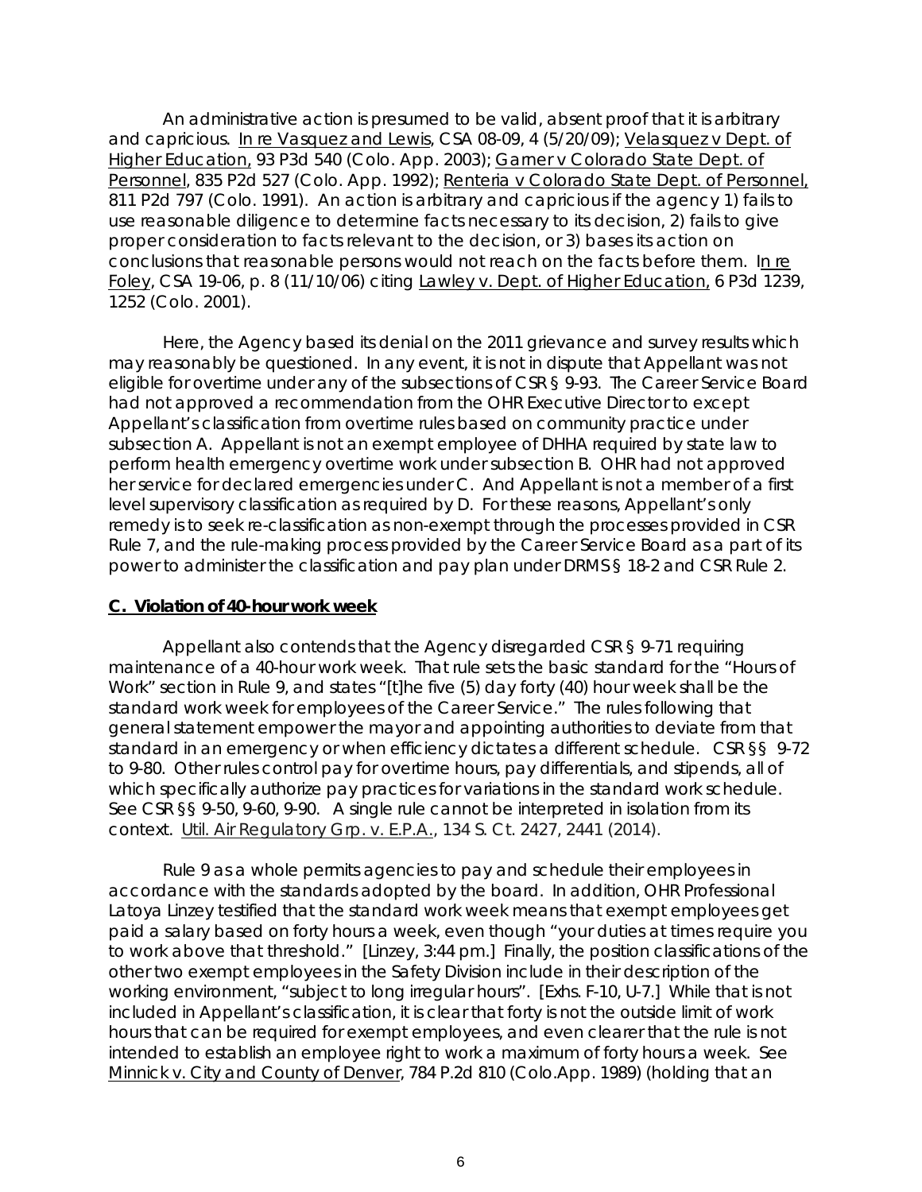An administrative action is presumed to be valid, absent proof that it is arbitrary and capricious. In re Vasquez and Lewis, CSA 08-09, 4 (5/20/09); Velasquez v Dept. of Higher Education, 93 P3d 540 (Colo. App. 2003); Garner v Colorado State Dept. of Personnel, 835 P2d 527 (Colo. App. 1992); Renteria v Colorado State Dept. of Personnel, 811 P2d 797 (Colo. 1991). An action is arbitrary and capricious if the agency 1) fails to use reasonable diligence to determine facts necessary to its decision, 2) fails to give proper consideration to facts relevant to the decision, or 3) bases its action on conclusions that reasonable persons would not reach on the facts before them. In re Foley, CSA 19-06, p. 8 (11/10/06) citing Lawley v. Dept. of Higher Education, 6 P3d 1239, 1252 (Colo. 2001).

Here, the Agency based its denial on the 2011 grievance and survey results which may reasonably be questioned. In any event, it is not in dispute that Appellant was not eligible for overtime under any of the subsections of CSR § 9-93. The Career Service Board had not approved a recommendation from the OHR Executive Director to except Appellant's classification from overtime rules based on community practice under subsection A. Appellant is not an exempt employee of DHHA required by state law to perform health emergency overtime work under subsection B. OHR had not approved her service for declared emergencies under C. And Appellant is not a member of a first level supervisory classification as required by D. For these reasons, Appellant's only remedy is to seek re-classification as non-exempt through the processes provided in CSR Rule 7, and the rule-making process provided by the Career Service Board as a part of its power to administer the classification and pay plan under DRMS § 18-2 and CSR Rule 2.

**C. Violation of 40-hour work week**

Appellant also contends that the Agency disregarded CSR § 9-71 requiring maintenance of a 40-hour work week. That rule sets the basic standard for the "Hours of Work" section in Rule 9, and states "[t]he five (5) day forty (40) hour week shall be the standard work week for employees of the Career Service." The rules following that general statement empower the mayor and appointing authorities to deviate from that standard in an emergency or when efficiency dictates a different schedule. CSR §§ 9-72 to 9-80. Other rules control pay for overtime hours, pay differentials, and stipends, all of which specifically authorize pay practices for variations in the standard work schedule. See CSR §§ 9-50, 9-60, 9-90. A single rule cannot be interpreted in isolation from its context. Util. Air Regulatory Grp. v. E.P.A., 134 S. Ct. 2427, 2441 (2014).

Rule 9 as a whole permits agencies to pay and schedule their employees in accordance with the standards adopted by the board. In addition, OHR Professional Latoya Linzey testified that the standard work week means that exempt employees get paid a salary based on forty hours a week, even though "your duties at times require you to work above that threshold." [Linzey, 3:44 pm.] Finally, the position classifications of the other two exempt employees in the Safety Division include in their description of the working environment, "subject to long irregular hours". [Exhs. F-10, U-7.] While that is not included in Appellant's classification, it is clear that forty is not the outside limit of work hours that can be required for exempt employees, and even clearer that the rule is not intended to establish an employee right to work a maximum of forty hours a week. See Minnick v. City and County of Denver, 784 P.2d 810 (Colo.App. 1989) (holding that an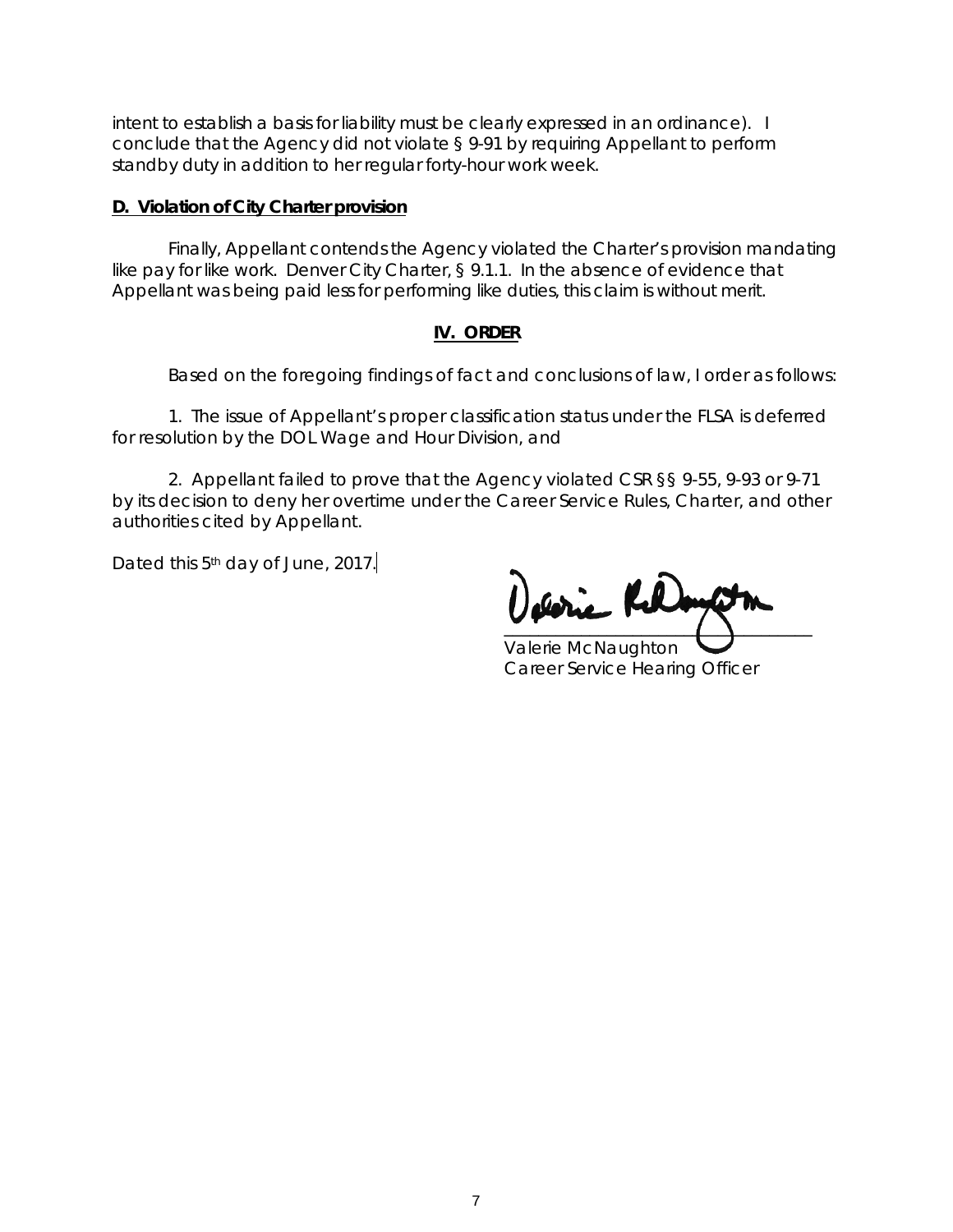intent to establish a basis for liability must be clearly expressed in an ordinance). I conclude that the Agency did not violate § 9-91 by requiring Appellant to perform standby duty in addition to her regular forty-hour work week.

**D. Violation of City Charter provision**

Finally, Appellant contends the Agency violated the Charter's provision mandating like pay for like work. Denver City Charter, § 9.1.1. In the absence of evidence that Appellant was being paid less for performing like duties, this claim is without merit.

## IV. ORDER

Based on the foregoing findings of fact and conclusions of law, I order as follows:

1. The issue of Appellant's proper classification status under the FLSA is deferred for resolution by the DOL Wage and Hour Division, and

2. Appellant failed to prove that the Agency violated CSR §§ 9-55, 9-93 or 9-71 by its decision to deny her overtime under the Career Service Rules, Charter, and other authorities cited by Appellant.

Dated this 5th day of June, 2017.

Valerie McNaughton
Career Service Hearing Officer